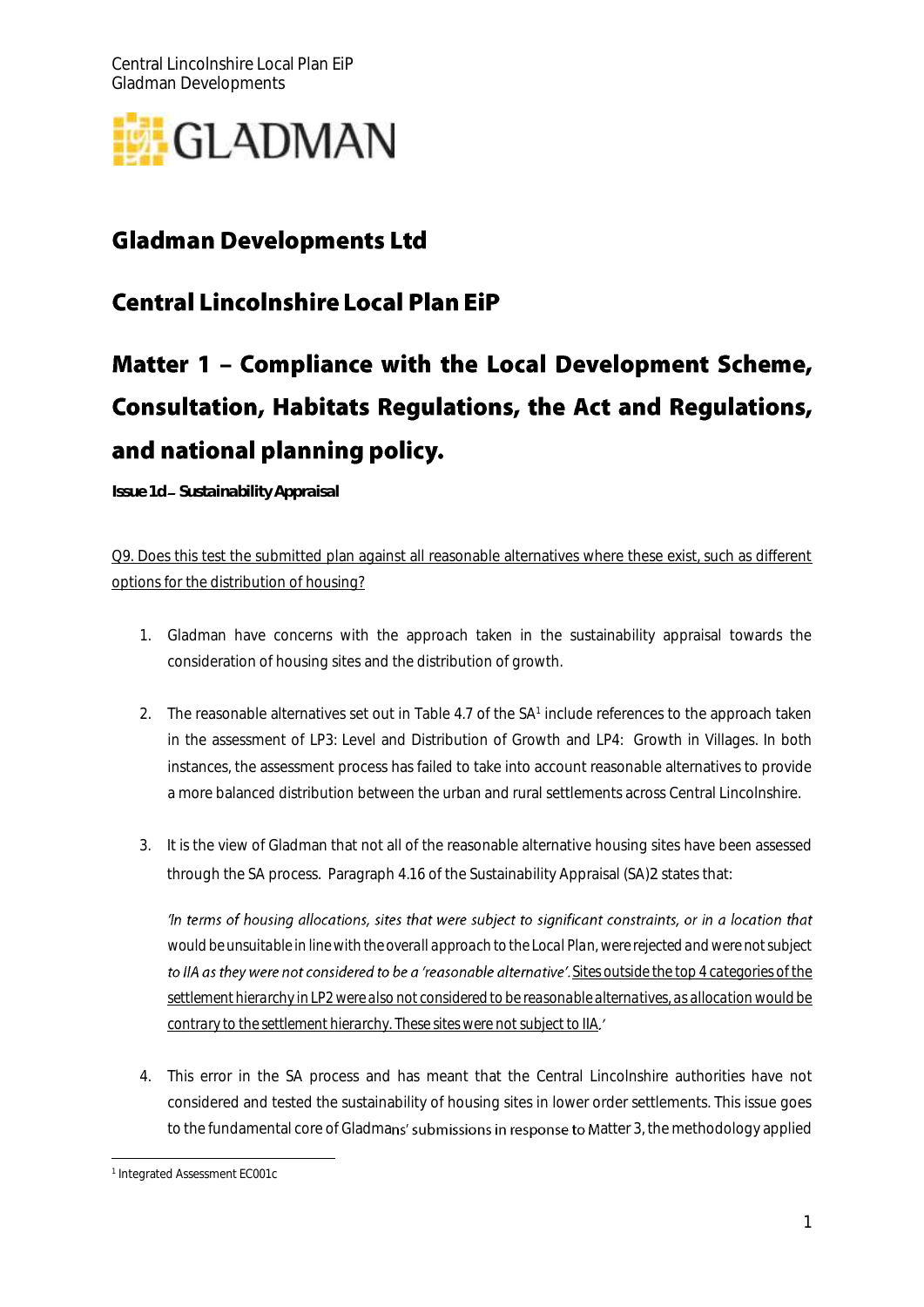# Gladman Developments Ltd

## Central Lincolnshire Local Plan EiP

## Matter 1 – Compliance with the Local Development Scheme, Consultation, Habitats Regulations, the Act and Regulations, and national planning policy.

**Issue 1d – Sustainability Appraisal**

Q9. Does this test the submitted plan against all reasonable alternatives where these exist, such as different options for the distribution of housing?

1. Gladman have concerns with the approach taken in the sustainability appraisal towards the consideration of housing sites and the distribution of growth.

2. The reasonable alternatives set out in Table 4.7 of the SA[1] include references to the approach taken in the assessment of LP3: Level and Distribution of Growth and LP4: Growth in Villages. In both instances, the assessment process has failed to take into account reasonable alternatives to provide a more balanced distribution between the urban and rural settlements across Central Lincolnshire.

3. It is the view of Gladman that not all of the reasonable alternative housing sites have been assessed through the SA process. Paragraph 4.16 of the Sustainability Appraisal (SA)2 states that:

   *'In terms of housing allocations, sites that were subject to significant constraints, or in a location that would be unsuitable in line with the overall approach to the Local Plan, were rejected and were not subject to IIA as they were not considered to be a 'reasonable alternative'. Sites outside the top 4 categories of the settlement hierarchy in LP2 were also not considered to be reasonable alternatives, as allocation would be contrary to the settlement hierarchy. These sites were not subject to IIA.'*

4. This error in the SA process and has meant that the Central Lincolnshire authorities have not considered and tested the sustainability of housing sites in lower order settlements. This issue goes to the fundamental core of Gladmans' submissions in response to Matter 3, the methodology applied

[1] Integrated Assessment EC001c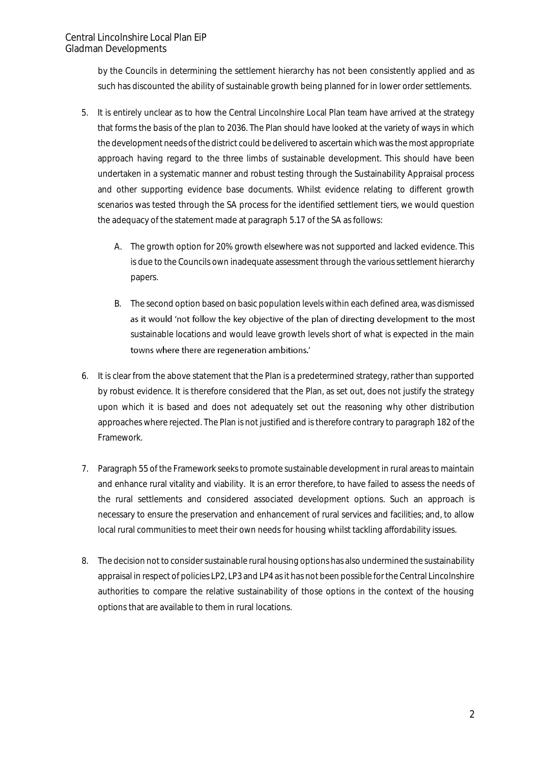by the Councils in determining the settlement hierarchy has not been consistently applied and as such has discounted the ability of sustainable growth being planned for in lower order settlements.

5. It is entirely unclear as to how the Central Lincolnshire Local Plan team have arrived at the strategy that forms the basis of the plan to 2036. The Plan should have looked at the variety of ways in which the development needs of the district could be delivered to ascertain which was the most appropriate approach having regard to the three limbs of sustainable development. This should have been undertaken in a systematic manner and robust testing through the Sustainability Appraisal process and other supporting evidence base documents. Whilst evidence relating to different growth scenarios was tested through the SA process for the identified settlement tiers, we would question the adequacy of the statement made at paragraph 5.17 of the SA as follows:

   A. The growth option for 20% growth elsewhere was not supported and lacked evidence. This is due to the Councils own inadequate assessment through the various settlement hierarchy papers.

   B. The second option based on basic population levels within each defined area, was dismissed as it would 'not follow the key objective of the plan of directing development to the most sustainable locations and would leave growth levels short of what is expected in the main towns where there are regeneration ambitions.'

6. It is clear from the above statement that the Plan is a predetermined strategy, rather than supported by robust evidence. It is therefore considered that the Plan, as set out, does not justify the strategy upon which it is based and does not adequately set out the reasoning why other distribution approaches where rejected. The Plan is not justified and is therefore contrary to paragraph 182 of the Framework.

7. Paragraph 55 of the Framework seeks to promote sustainable development in rural areas to maintain and enhance rural vitality and viability. It is an error therefore, to have failed to assess the needs of the rural settlements and considered associated development options. Such an approach is necessary to ensure the preservation and enhancement of rural services and facilities; and, to allow local rural communities to meet their own needs for housing whilst tackling affordability issues.

8. The decision not to consider sustainable rural housing options has also undermined the sustainability appraisal in respect of policies LP2, LP3 and LP4 as it has not been possible for the Central Lincolnshire authorities to compare the relative sustainability of those options in the context of the housing options that are available to them in rural locations.